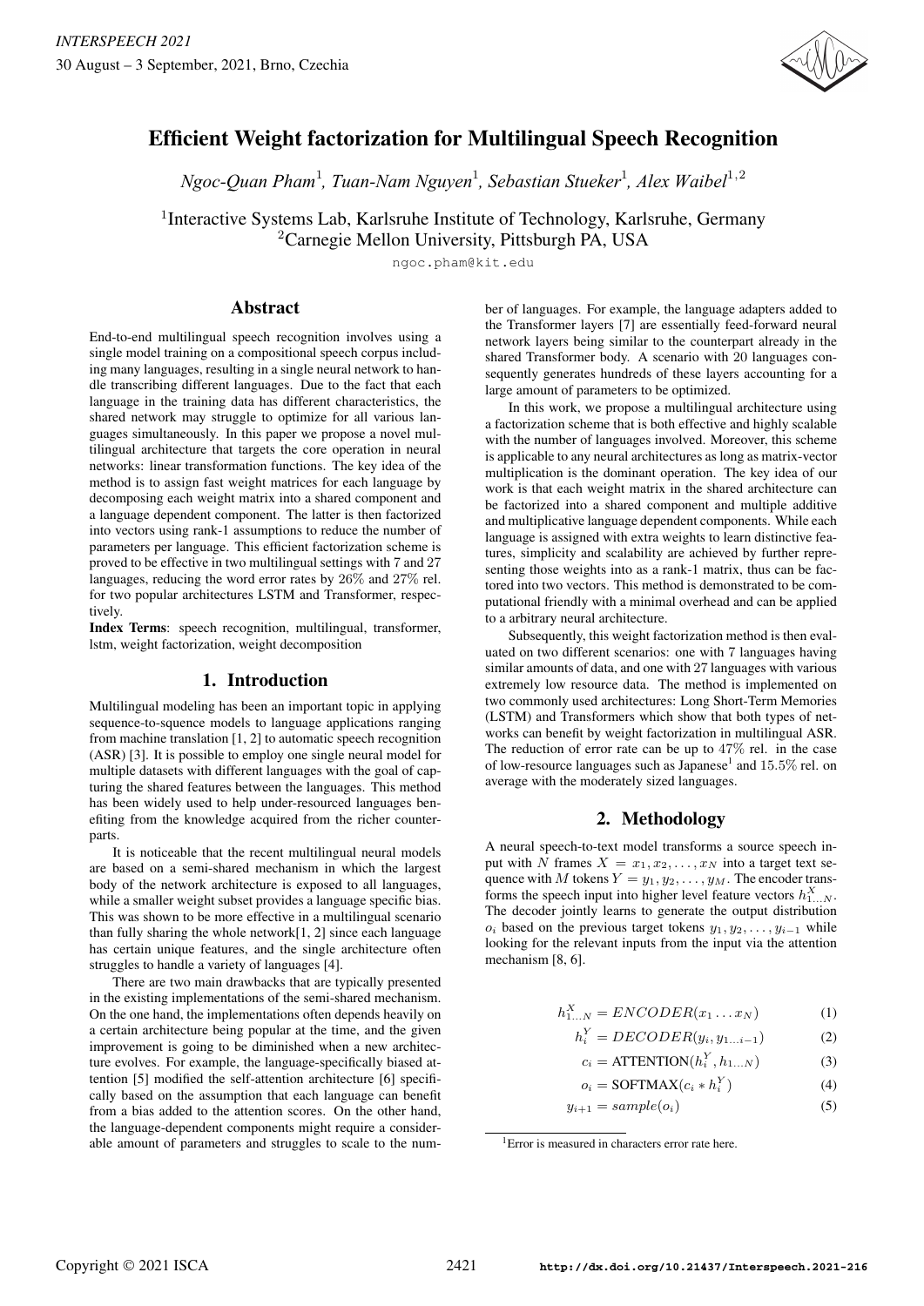# Efficient Weight factorization for Multilingual Speech Recognition

*Ngoc-Quan Pham[1], Tuan-Nam Nguyen[1], Sebastian Stueker[1], Alex Waibel[1,2]*

[1]Interactive Systems Lab, Karlsruhe Institute of Technology, Karlsruhe, Germany
[2]Carnegie Mellon University, Pittsburgh PA, USA

ngoc.pham@kit.edu

## Abstract

End-to-end multilingual speech recognition involves using a single model training on a compositional speech corpus including many languages, resulting in a single neural network to handle transcribing different languages. Due to the fact that each language in the training data has different characteristics, the shared network may struggle to optimize for all various languages simultaneously. In this paper we propose a novel multilingual architecture that targets the core operation in neural networks: linear transformation functions. The key idea of the method is to assign fast weight matrices for each language by decomposing each weight matrix into a shared component and a language dependent component. The latter is then factorized into vectors using rank-1 assumptions to reduce the number of parameters per language. This efficient factorization scheme is proved to be effective in two multilingual settings with 7 and 27 languages, reducing the word error rates by 26% and 27% rel. for two popular architectures LSTM and Transformer, respectively.

**Index Terms**: speech recognition, multilingual, transformer, lstm, weight factorization, weight decomposition

## 1. Introduction

Multilingual modeling has been an important topic in applying sequence-to-squence models to language applications ranging from machine translation [1, 2] to automatic speech recognition (ASR) [3]. It is possible to employ one single neural model for multiple datasets with different languages with the goal of capturing the shared features between the languages. This method has been widely used to help under-resourced languages benefiting from the knowledge acquired from the richer counterparts.

It is noticeable that the recent multilingual neural models are based on a semi-shared mechanism in which the largest body of the network architecture is exposed to all languages, while a smaller weight subset provides a language specific bias. This was shown to be more effective in a multilingual scenario than fully sharing the whole network[1, 2] since each language has certain unique features, and the single architecture often struggles to handle a variety of languages [4].

There are two main drawbacks that are typically presented in the existing implementations of the semi-shared mechanism. On the one hand, the implementations often depends heavily on a certain architecture being popular at the time, and the given improvement is going to be diminished when a new architecture evolves. For example, the language-specifically biased attention [5] modified the self-attention architecture [6] specifically based on the assumption that each language can benefit from a bias added to the attention scores. On the other hand, the language-dependent components might require a considerable amount of parameters and struggles to scale to the number of languages. For example, the language adapters added to the Transformer layers [7] are essentially feed-forward neural network layers being similar to the counterpart already in the shared Transformer body. A scenario with 20 languages consequently generates hundreds of these layers accounting for a large amount of parameters to be optimized.

In this work, we propose a multilingual architecture using a factorization scheme that is both effective and highly scalable with the number of languages involved. Moreover, this scheme is applicable to any neural architectures as long as matrix-vector multiplication is the dominant operation. The key idea of our work is that each weight matrix in the shared architecture can be factorized into a shared component and multiple additive and multiplicative language dependent components. While each language is assigned with extra weights to learn distinctive features, simplicity and scalability are achieved by further representing those weights into as a rank-1 matrix, thus can be factored into two vectors. This method is demonstrated to be computational friendly with a minimal overhead and can be applied to a arbitrary neural architecture.

Subsequently, this weight factorization method is then evaluated on two different scenarios: one with 7 languages having similar amounts of data, and one with 27 languages with various extremely low resource data. The method is implemented on two commonly used architectures: Long Short-Term Memories (LSTM) and Transformers which show that both types of networks can benefit by weight factorization in multilingual ASR. The reduction of error rate can be up to 47% rel. in the case of low-resource languages such as Japanese[1] and 15.5% rel. on average with the moderately sized languages.

## 2. Methodology

A neural speech-to-text model transforms a source speech input with $N$ frames $X = x_1, x_2, \ldots, x_N$ into a target text sequence with $M$ tokens $Y = y_1, y_2, \ldots, y_M$. The encoder transforms the speech input into higher level feature vectors $h^X_{1\ldots N}$. The decoder jointly learns to generate the output distribution $o_i$ based on the previous target tokens $y_1, y_2, \ldots, y_{i-1}$ while looking for the relevant inputs from the input via the attention mechanism [8, 6].

$$h^X_{1\ldots N} = ENCODER(x_1 \ldots x_N) \tag{1}$$

$$h^Y_i = DECODER(y_i, y_{1\ldots i-1}) \tag{2}$$

$$c_i = \text{ATTENTION}(h^Y_i, h_{1\ldots N}) \tag{3}$$

$$o_i = \text{SOFTMAX}(c_i * h^Y_i) \tag{4}$$

$$y_{i+1} = sample(o_i) \tag{5}$$

[1]Error is measured in characters error rate here.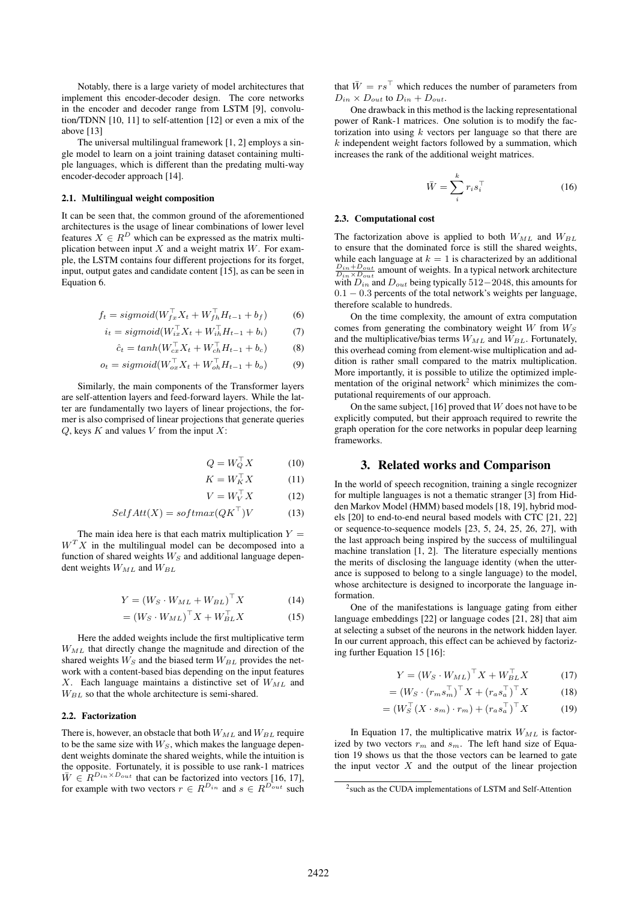Notably, there is a large variety of model architectures that implement this encoder-decoder design. The core networks in the encoder and decoder range from LSTM [9], convolution/TDNN [10, 11] to self-attention [12] or even a mix of the above [13]

The universal multilingual framework [1, 2] employs a single model to learn on a joint training dataset containing multiple languages, which is different than the predating multi-way encoder-decoder approach [14].

### 2.1. Multilingual weight composition

It can be seen that, the common ground of the aforementioned architectures is the usage of linear combinations of lower level features $X \in R^D$ which can be expressed as the matrix multiplication between input $X$ and a weight matrix $W$. For example, the LSTM contains four different projections for its forget, input, output gates and candidate content [15], as can be seen in Equation 6.

$$f_t = sigmoid(W_{fx}^\top X_t + W_{fh}^\top H_{t-1} + b_f) \tag{6}$$

$$i_t = sigmoid(W_{ix}^\top X_t + W_{ih}^\top H_{t-1} + b_i) \tag{7}$$

$$\hat{c}_t = tanh(W_{cx}^\top X_t + W_{ch}^\top H_{t-1} + b_c) \tag{8}$$

$$o_t = sigmoid(W_{ox}^\top X_t + W_{oh}^\top H_{t-1} + b_o) \tag{9}$$

Similarly, the main components of the Transformer layers are self-attention layers and feed-forward layers. While the latter are fundamentally two layers of linear projections, the former is also comprised of linear projections that generate queries $Q$, keys $K$ and values $V$ from the input $X$:

$$Q = W_Q^\top X \tag{10}$$

$$K = W_K^\top X \tag{11}$$

$$V = W_V^\top X \tag{12}$$

$$SelfAtt(X) = softmax(QK^\top)V \tag{13}$$

The main idea here is that each matrix multiplication $Y = W^T X$ in the multilingual model can be decomposed into a function of shared weights $W_S$ and additional language dependent weights $W_{ML}$ and $W_{BL}$

$$Y = (W_S \cdot W_{ML} + W_{BL})^\top X \tag{14}$$

$$= (W_S \cdot W_{ML})^\top X + W_{BL}^\top X \tag{15}$$

Here the added weights include the first multiplicative term $W_{ML}$ that directly change the magnitude and direction of the shared weights $W_S$ and the biased term $W_{BL}$ provides the network with a content-based bias depending on the input features $X$. Each language maintains a distinctive set of $W_{ML}$ and $W_{BL}$ so that the whole architecture is semi-shared.

### 2.2. Factorization

There is, however, an obstacle that both $W_{ML}$ and $W_{BL}$ require to be the same size with $W_S$, which makes the language dependent weights dominate the shared weights, while the intuition is the opposite. Fortunately, it is possible to use rank-1 matrices $\bar{W} \in R^{D_{in} \times D_{out}}$ that can be factorized into vectors [16, 17], for example with two vectors $r \in R^{D_{in}}$ and $s \in R^{D_{out}}$ such that $\bar{W} = rs^\top$ which reduces the number of parameters from $D_{in} \times D_{out}$ to $D_{in} + D_{out}$.

One drawback in this method is the lacking representational power of Rank-1 matrices. One solution is to modify the factorization into using $k$ vectors per language so that there are $k$ independent weight factors followed by a summation, which increases the rank of the additional weight matrices.

$$\bar{W} = \sum_i^k r_i s_i^\top \tag{16}$$

### 2.3. Computational cost

The factorization above is applied to both $W_{ML}$ and $W_{BL}$ to ensure that the dominated force is still the shared weights, while each language at $k = 1$ is characterized by an additional $\frac{D_{in}+D_{out}}{D_{in} \times D_{out}}$ amount of weights. In a typical network architecture with $D_{in}$ and $D_{out}$ being typically $512-2048$, this amounts for $0.1 - 0.3$ percents of the total network's weights per language, therefore scalable to hundreds.

On the time complexity, the amount of extra computation comes from generating the combinatory weight $W$ from $W_S$ and the multiplicative/bias terms $W_{ML}$ and $W_{BL}$. Fortunately, this overhead coming from element-wise multiplication and addition is rather small compared to the matrix multiplication. More importantly, it is possible to utilize the optimized implementation of the original network[2] which minimizes the computational requirements of our approach.

On the same subject, [16] proved that $W$ does not have to be explicitly computed, but their approach required to rewrite the graph operation for the core networks in popular deep learning frameworks.

## 3. Related works and Comparison

In the world of speech recognition, training a single recognizer for multiple languages is not a thematic stranger [3] from Hidden Markov Model (HMM) based models [18, 19], hybrid models [20] to end-to-end neural based models with CTC [21, 22] or sequence-to-sequence models [23, 5, 24, 25, 26, 27], with the last approach being inspired by the success of multilingual machine translation [1, 2]. The literature especially mentions the merits of disclosing the language identity (when the utterance is supposed to belong to a single language) to the model, whose architecture is designed to incorporate the language information.

One of the manifestations is language gating from either language embeddings [22] or language codes [21, 28] that aim at selecting a subset of the neurons in the network hidden layer. In our current approach, this effect can be achieved by factorizing further Equation 15 [16]:

$$Y = (W_S \cdot W_{ML})^\top X + W_{BL}^\top X \tag{17}$$

$$= (W_S \cdot (r_m s_m^\top)^\top X + (r_a s_a^\top)^\top X \tag{18}$$

$$= (W_S^\top (X \cdot s_m) \cdot r_m) + (r_a s_a^\top)^\top X \tag{19}$$

In Equation 17, the multiplicative matrix $W_{ML}$ is factorized by two vectors $r_m$ and $s_m$. The left hand size of Equation 19 shows us that the those vectors can be learned to gate the input vector $X$ and the output of the linear projection

[2] such as the CUDA implementations of LSTM and Self-Attention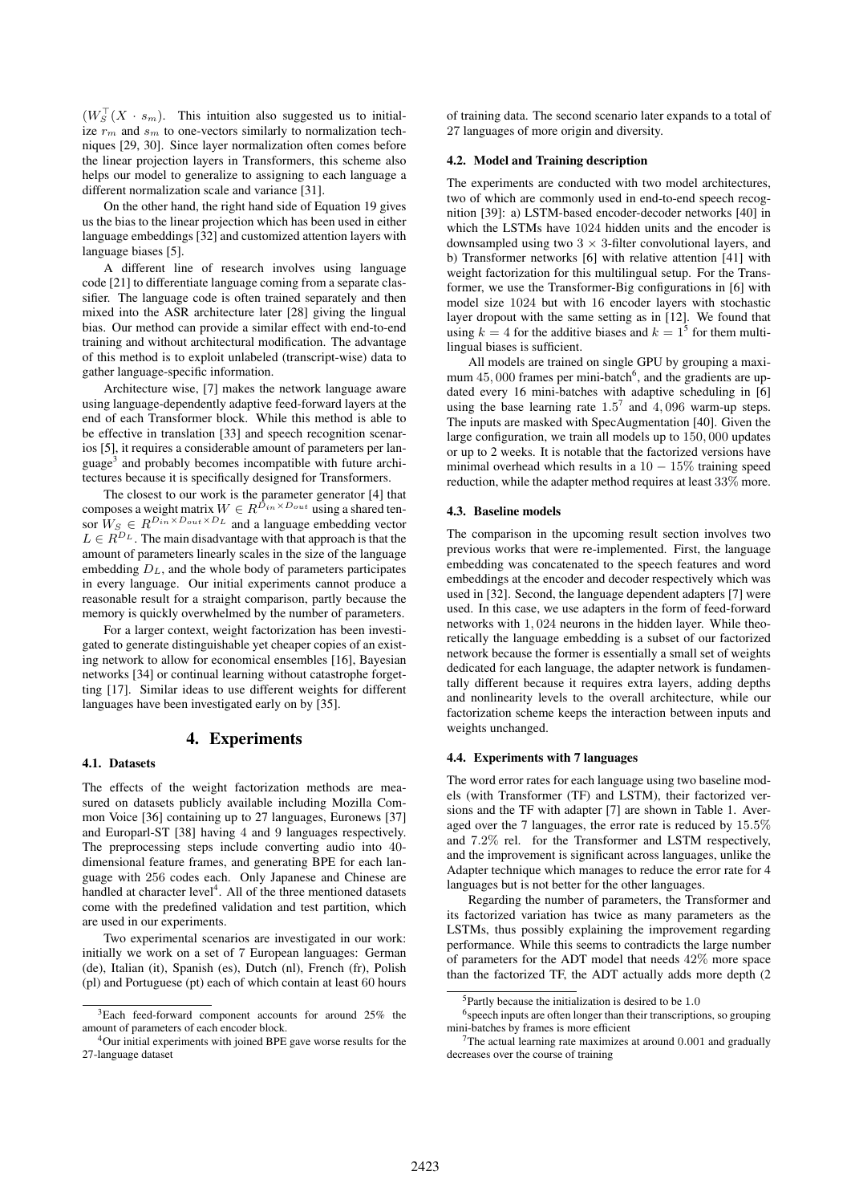$(W_S^\top(X \cdot s_m)$. This intuition also suggested us to initialize $r_m$ and $s_m$ to one-vectors similarly to normalization techniques [29, 30]. Since layer normalization often comes before the linear projection layers in Transformers, this scheme also helps our model to generalize to assigning to each language a different normalization scale and variance [31].

On the other hand, the right hand side of Equation 19 gives us the bias to the linear projection which has been used in either language embeddings [32] and customized attention layers with language biases [5].

A different line of research involves using language code [21] to differentiate language coming from a separate classifier. The language code is often trained separately and then mixed into the ASR architecture later [28] giving the lingual bias. Our method can provide a similar effect with end-to-end training and without architectural modification. The advantage of this method is to exploit unlabeled (transcript-wise) data to gather language-specific information.

Architecture wise, [7] makes the network language aware using language-dependently adaptive feed-forward layers at the end of each Transformer block. While this method is able to be effective in translation [33] and speech recognition scenarios [5], it requires a considerable amount of parameters per language[3] and probably becomes incompatible with future architectures because it is specifically designed for Transformers.

The closest to our work is the parameter generator [4] that composes a weight matrix $W \in R^{D_{in} \times D_{out}}$ using a shared tensor $W_S \in R^{D_{in} \times D_{out} \times D_L}$ and a language embedding vector $L \in R^{D_L}$. The main disadvantage with that approach is that the amount of parameters linearly scales in the size of the language embedding $D_L$, and the whole body of parameters participates in every language. Our initial experiments cannot produce a reasonable result for a straight comparison, partly because the memory is quickly overwhelmed by the number of parameters.

For a larger context, weight factorization has been investigated to generate distinguishable yet cheaper copies of an existing network to allow for economical ensembles [16], Bayesian networks [34] or continual learning without catastrophe forgetting [17]. Similar ideas to use different weights for different languages have been investigated early on by [35].

# 4. Experiments

## 4.1. Datasets

The effects of the weight factorization methods are measured on datasets publicly available including Mozilla Common Voice [36] containing up to 27 languages, Euronews [37] and Europarl-ST [38] having 4 and 9 languages respectively. The preprocessing steps include converting audio into 40-dimensional feature frames, and generating BPE for each language with 256 codes each. Only Japanese and Chinese are handled at character level[4]. All of the three mentioned datasets come with the predefined validation and test partition, which are used in our experiments.

Two experimental scenarios are investigated in our work: initially we work on a set of 7 European languages: German (de), Italian (it), Spanish (es), Dutch (nl), French (fr), Polish (pl) and Portuguese (pt) each of which contain at least 60 hours of training data. The second scenario later expands to a total of 27 languages of more origin and diversity.

## 4.2. Model and Training description

The experiments are conducted with two model architectures, two of which are commonly used in end-to-end speech recognition [39]: a) LSTM-based encoder-decoder networks [40] in which the LSTMs have 1024 hidden units and the encoder is downsampled using two $3 \times 3$-filter convolutional layers, and b) Transformer networks [6] with relative attention [41] with weight factorization for this multilingual setup. For the Transformer, we use the Transformer-Big configurations in [6] with model size 1024 but with 16 encoder layers with stochastic layer dropout with the same setting as in [12]. We found that using $k = 4$ for the additive biases and $k = 1$[5] for them multilingual biases is sufficient.

All models are trained on single GPU by grouping a maximum 45,000 frames per mini-batch[6], and the gradients are updated every 16 mini-batches with adaptive scheduling in [6] using the base learning rate 1.5[7] and 4,096 warm-up steps. The inputs are masked with SpecAugmentation [40]. Given the large configuration, we train all models up to 150,000 updates or up to 2 weeks. It is notable that the factorized versions have minimal overhead which results in a $10-15\%$ training speed reduction, while the adapter method requires at least 33% more.

## 4.3. Baseline models

The comparison in the upcoming result section involves two previous works that were re-implemented. First, the language embedding was concatenated to the speech features and word embeddings at the encoder and decoder respectively which was used in [32]. Second, the language dependent adapters [7] were used. In this case, we use adapters in the form of feed-forward networks with 1,024 neurons in the hidden layer. While theoretically the language embedding is a subset of our factorized network because the former is essentially a small set of weights dedicated for each language, the adapter network is fundamentally different because it requires extra layers, adding depths and nonlinearity levels to the overall architecture, while our factorization scheme keeps the interaction between inputs and weights unchanged.

## 4.4. Experiments with 7 languages

The word error rates for each language using two baseline models (with Transformer (TF) and LSTM), their factorized versions and the TF with adapter [7] are shown in Table 1. Averaged over the 7 languages, the error rate is reduced by 15.5% and 7.2% rel. for the Transformer and LSTM respectively, and the improvement is significant across languages, unlike the Adapter technique which manages to reduce the error rate for 4 languages but is not better for the other languages.

Regarding the number of parameters, the Transformer and its factorized variation has twice as many parameters as the LSTMs, thus possibly explaining the improvement regarding performance. While this seems to contradicts the large number of parameters for the ADT model that needs 42% more space than the factorized TF, the ADT actually adds more depth (2

[3] Each feed-forward component accounts for around 25% the amount of parameters of each encoder block.

[4] Our initial experiments with joined BPE gave worse results for the 27-language dataset

[5] Partly because the initialization is desired to be 1.0

[6] speech inputs are often longer than their transcriptions, so grouping mini-batches by frames is more efficient

[7] The actual learning rate maximizes at around 0.001 and gradually decreases over the course of training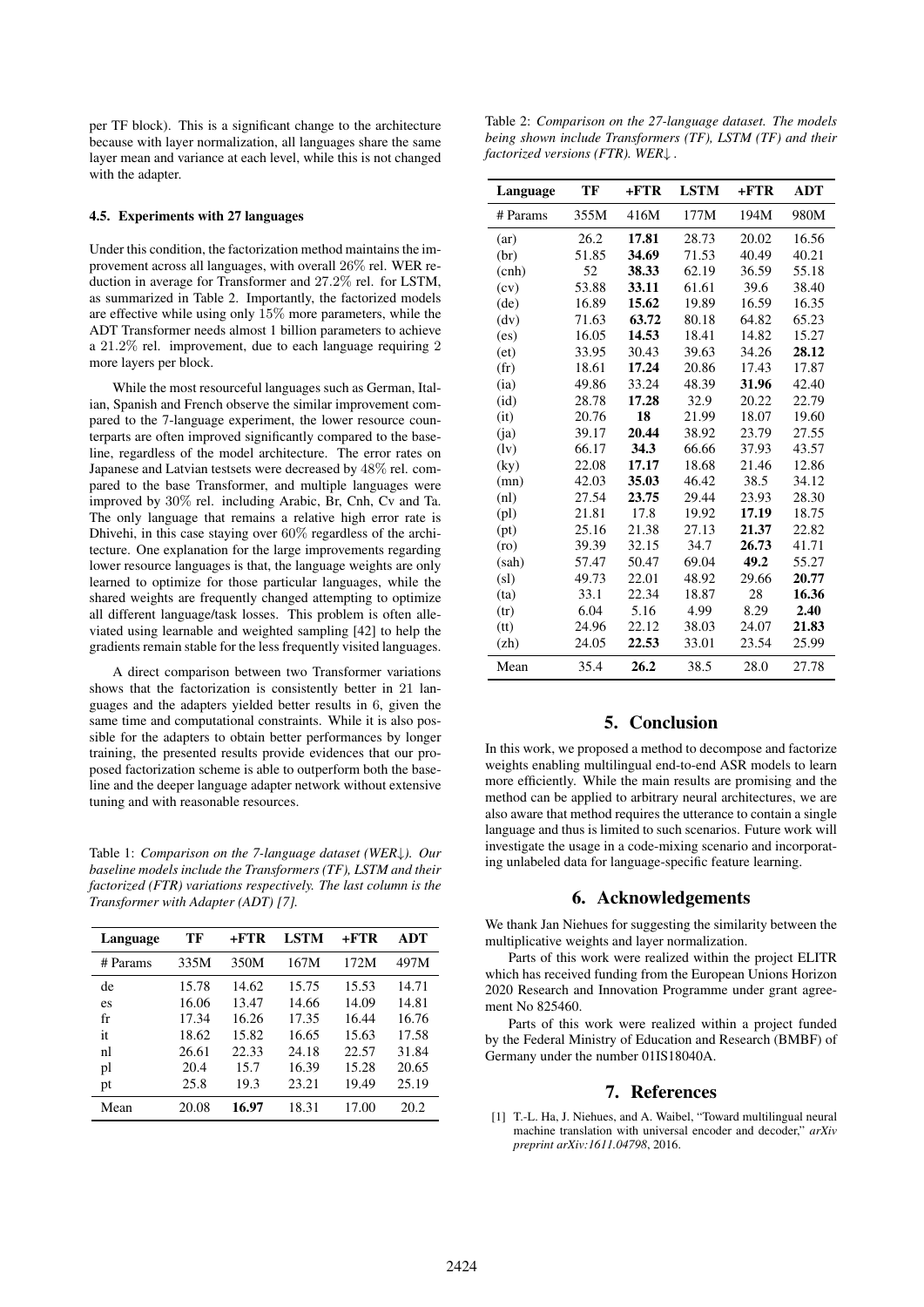per TF block). This is a significant change to the architecture because with layer normalization, all languages share the same layer mean and variance at each level, while this is not changed with the adapter.

### 4.5. Experiments with 27 languages

Under this condition, the factorization method maintains the improvement across all languages, with overall 26% rel. WER reduction in average for Transformer and 27.2% rel. for LSTM, as summarized in Table 2. Importantly, the factorized models are effective while using only 15% more parameters, while the ADT Transformer needs almost 1 billion parameters to achieve a 21.2% rel. improvement, due to each language requiring 2 more layers per block.

While the most resourceful languages such as German, Italian, Spanish and French observe the similar improvement compared to the 7-language experiment, the lower resource counterparts are often improved significantly compared to the baseline, regardless of the model architecture. The error rates on Japanese and Latvian testsets were decreased by 48% rel. compared to the base Transformer, and multiple languages were improved by 30% rel. including Arabic, Br, Cnh, Cv and Ta. The only language that remains a relative high error rate is Dhivehi, in this case staying over 60% regardless of the architecture. One explanation for the large improvements regarding lower resource languages is that, the language weights are only learned to optimize for those particular languages, while the shared weights are frequently changed attempting to optimize all different language/task losses. This problem is often alleviated using learnable and weighted sampling [42] to help the gradients remain stable for the less frequently visited languages.

A direct comparison between two Transformer variations shows that the factorization is consistently better in 21 languages and the adapters yielded better results in 6, given the same time and computational constraints. While it is also possible for the adapters to obtain better performances by longer training, the presented results provide evidences that our proposed factorization scheme is able to outperform both the baseline and the deeper language adapter network without extensive tuning and with reasonable resources.

Table 1: *Comparison on the 7-language dataset (WER↓). Our baseline models include the Transformers (TF), LSTM and their factorized (FTR) variations respectively. The last column is the Transformer with Adapter (ADT) [7].*

| Language | TF | +FTR | LSTM | +FTR | ADT |
|---|---|---|---|---|---|
| # Params | 335M | 350M | 167M | 172M | 497M |
| de | 15.78 | 14.62 | 15.75 | 15.53 | 14.71 |
| es | 16.06 | 13.47 | 14.66 | 14.09 | 14.81 |
| fr | 17.34 | 16.26 | 17.35 | 16.44 | 16.76 |
| it | 18.62 | 15.82 | 16.65 | 15.63 | 17.58 |
| nl | 26.61 | 22.33 | 24.18 | 22.57 | 31.84 |
| pl | 20.4 | 15.7 | 16.39 | 15.28 | 20.65 |
| pt | 25.8 | 19.3 | 23.21 | 19.49 | 25.19 |
| Mean | 20.08 | **16.97** | 18.31 | 17.00 | 20.2 |

Table 2: *Comparison on the 27-language dataset. The models being shown include Transformers (TF), LSTM (TF) and their factorized versions (FTR). WER↓.*

| Language | TF | +FTR | LSTM | +FTR | ADT |
|---|---|---|---|---|---|
| # Params | 355M | 416M | 177M | 194M | 980M |
| (ar) | 26.2 | **17.81** | 28.73 | 20.02 | 16.56 |
| (br) | 51.85 | **34.69** | 71.53 | 40.49 | 40.21 |
| (cnh) | 52 | **38.33** | 62.19 | 36.59 | 55.18 |
| (cv) | 53.88 | **33.11** | 61.61 | 39.6 | 38.40 |
| (de) | 16.89 | **15.62** | 19.89 | 16.59 | 16.35 |
| (dv) | 71.63 | **63.72** | 80.18 | 64.82 | 65.23 |
| (es) | 16.05 | **14.53** | 18.41 | 14.82 | 15.27 |
| (et) | 33.95 | 30.43 | 39.63 | 34.26 | **28.12** |
| (fr) | 18.61 | **17.24** | 20.86 | 17.43 | 17.87 |
| (ia) | 49.86 | 33.24 | 48.39 | **31.96** | 42.40 |
| (id) | 28.78 | **17.28** | 32.9 | 20.22 | 22.79 |
| (it) | 20.76 | **18** | 21.99 | 18.01 | 19.60 |
| (ja) | 39.17 | **20.44** | 38.92 | 23.79 | 27.55 |
| (lv) | 66.17 | **34.3** | 66.66 | 37.93 | 43.57 |
| (ky) | 22.08 | **17.17** | 18.68 | 21.46 | 12.86 |
| (mn) | 42.03 | **35.03** | 46.42 | 38.5 | 34.12 |
| (nl) | 27.54 | **23.75** | 29.44 | 23.93 | 28.30 |
| (pl) | 21.81 | 17.8 | 19.92 | **17.19** | 18.75 |
| (pt) | 25.16 | 21.38 | 27.13 | **21.37** | 22.82 |
| (ro) | 39.39 | 32.15 | 34.7 | **26.73** | 41.71 |
| (sah) | 57.47 | 50.47 | 69.04 | **49.2** | 55.27 |
| (sl) | 49.73 | 22.01 | 48.92 | 29.66 | **20.77** |
| (ta) | 33.1 | 22.34 | 18.87 | 28 | **16.36** |
| (tr) | 6.04 | 5.16 | 4.99 | 8.29 | **2.40** |
| (tt) | 24.96 | 22.12 | 38.03 | 24.07 | **21.83** |
| (zh) | 24.05 | **22.53** | 33.01 | 23.54 | 25.99 |
| Mean | 35.4 | **26.2** | 38.5 | 28.0 | 27.78 |

## 5. Conclusion

In this work, we proposed a method to decompose and factorize weights enabling multilingual end-to-end ASR models to learn more efficiently. While the main results are promising and the method can be applied to arbitrary neural architectures, we are also aware that method requires the utterance to contain a single language and thus is limited to such scenarios. Future work will investigate the usage in a code-mixing scenario and incorporating unlabeled data for language-specific feature learning.

## 6. Acknowledgements

We thank Jan Niehues for suggesting the similarity between the multiplicative weights and layer normalization.

Parts of this work were realized within the project ELITR which has received funding from the European Unions Horizon 2020 Research and Innovation Programme under grant agreement No 825460.

Parts of this work were realized within a project funded by the Federal Ministry of Education and Research (BMBF) of Germany under the number 01IS18040A.

## 7. References

[1] T.-L. Ha, J. Niehues, and A. Waibel, "Toward multilingual neural machine translation with universal encoder and decoder," *arXiv preprint arXiv:1611.04798*, 2016.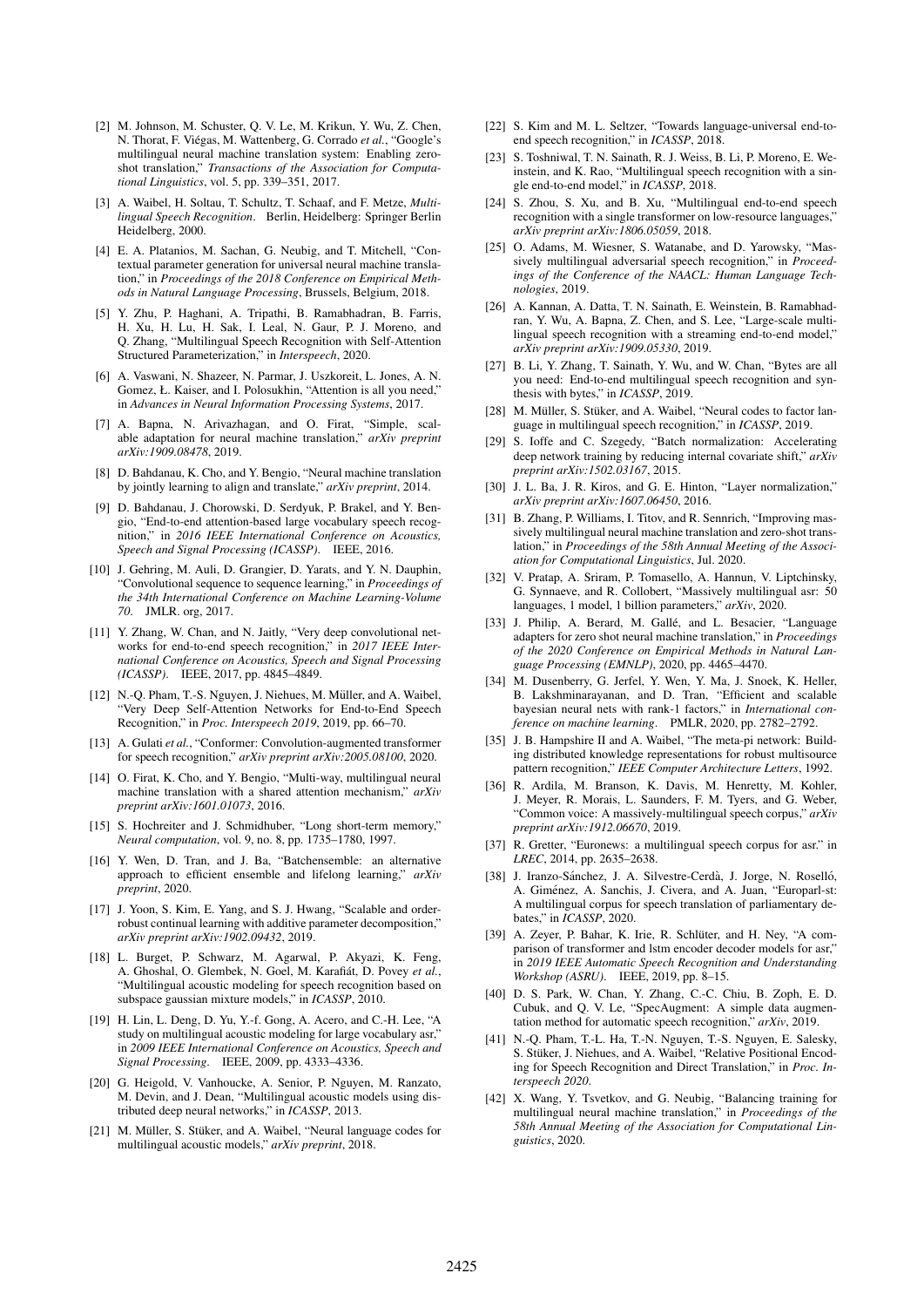[2] M. Johnson, M. Schuster, Q. V. Le, M. Krikun, Y. Wu, Z. Chen, N. Thorat, F. Viégas, M. Wattenberg, G. Corrado *et al.*, "Google's multilingual neural machine translation system: Enabling zero-shot translation," *Transactions of the Association for Computational Linguistics*, vol. 5, pp. 339–351, 2017.

[3] A. Waibel, H. Soltau, T. Schultz, T. Schaaf, and F. Metze, *Multilingual Speech Recognition*. Berlin, Heidelberg: Springer Berlin Heidelberg, 2000.

[4] E. A. Platanios, M. Sachan, G. Neubig, and T. Mitchell, "Contextual parameter generation for universal neural machine translation," in *Proceedings of the 2018 Conference on Empirical Methods in Natural Language Processing*, Brussels, Belgium, 2018.

[5] Y. Zhu, P. Haghani, A. Tripathi, B. Ramabhadran, B. Farris, H. Xu, H. Lu, H. Sak, I. Leal, N. Gaur, P. J. Moreno, and Q. Zhang, "Multilingual Speech Recognition with Self-Attention Structured Parameterization," in *Interspeech*, 2020.

[6] A. Vaswani, N. Shazeer, N. Parmar, J. Uszkoreit, L. Jones, A. N. Gomez, Ł. Kaiser, and I. Polosukhin, "Attention is all you need," in *Advances in Neural Information Processing Systems*, 2017.

[7] A. Bapna, N. Arivazhagan, and O. Firat, "Simple, scalable adaptation for neural machine translation," *arXiv preprint arXiv:1909.08478*, 2019.

[8] D. Bahdanau, K. Cho, and Y. Bengio, "Neural machine translation by jointly learning to align and translate," *arXiv preprint*, 2014.

[9] D. Bahdanau, J. Chorowski, D. Serdyuk, P. Brakel, and Y. Bengio, "End-to-end attention-based large vocabulary speech recognition," in *2016 IEEE International Conference on Acoustics, Speech and Signal Processing (ICASSP)*. IEEE, 2016.

[10] J. Gehring, M. Auli, D. Grangier, D. Yarats, and Y. N. Dauphin, "Convolutional sequence to sequence learning," in *Proceedings of the 34th International Conference on Machine Learning-Volume 70*. JMLR. org, 2017.

[11] Y. Zhang, W. Chan, and N. Jaitly, "Very deep convolutional networks for end-to-end speech recognition," in *2017 IEEE International Conference on Acoustics, Speech and Signal Processing (ICASSP)*. IEEE, 2017, pp. 4845–4849.

[12] N.-Q. Pham, T.-S. Nguyen, J. Niehues, M. Müller, and A. Waibel, "Very Deep Self-Attention Networks for End-to-End Speech Recognition," in *Proc. Interspeech 2019*, 2019, pp. 66–70.

[13] A. Gulati *et al.*, "Conformer: Convolution-augmented transformer for speech recognition," *arXiv preprint arXiv:2005.08100*, 2020.

[14] O. Firat, K. Cho, and Y. Bengio, "Multi-way, multilingual neural machine translation with a shared attention mechanism," *arXiv preprint arXiv:1601.01073*, 2016.

[15] S. Hochreiter and J. Schmidhuber, "Long short-term memory," *Neural computation*, vol. 9, no. 8, pp. 1735–1780, 1997.

[16] Y. Wen, D. Tran, and J. Ba, "Batchensemble: an alternative approach to efficient ensemble and lifelong learning," *arXiv preprint*, 2020.

[17] J. Yoon, S. Kim, E. Yang, and S. J. Hwang, "Scalable and order-robust continual learning with additive parameter decomposition," *arXiv preprint arXiv:1902.09432*, 2019.

[18] L. Burget, P. Schwarz, M. Agarwal, P. Akyazi, K. Feng, A. Ghoshal, O. Glembek, N. Goel, M. Karafiát, D. Povey *et al.*, "Multilingual acoustic modeling for speech recognition based on subspace gaussian mixture models," in *ICASSP*, 2010.

[19] H. Lin, L. Deng, D. Yu, Y.-f. Gong, A. Acero, and C.-H. Lee, "A study on multilingual acoustic modeling for large vocabulary asr," in *2009 IEEE International Conference on Acoustics, Speech and Signal Processing*. IEEE, 2009, pp. 4333–4336.

[20] G. Heigold, V. Vanhoucke, A. Senior, P. Nguyen, M. Ranzato, M. Devin, and J. Dean, "Multilingual acoustic models using distributed deep neural networks," in *ICASSP*, 2013.

[21] M. Müller, S. Stüker, and A. Waibel, "Neural language codes for multilingual acoustic models," *arXiv preprint*, 2018.

[22] S. Kim and M. L. Seltzer, "Towards language-universal end-to-end speech recognition," in *ICASSP*, 2018.

[23] S. Toshniwal, T. N. Sainath, R. J. Weiss, B. Li, P. Moreno, E. Weinstein, and K. Rao, "Multilingual speech recognition with a single end-to-end model," in *ICASSP*, 2018.

[24] S. Zhou, S. Xu, and B. Xu, "Multilingual end-to-end speech recognition with a single transformer on low-resource languages," *arXiv preprint arXiv:1806.05059*, 2018.

[25] O. Adams, M. Wiesner, S. Watanabe, and D. Yarowsky, "Massively multilingual adversarial speech recognition," in *Proceedings of the Conference of the NAACL: Human Language Technologies*, 2019.

[26] A. Kannan, A. Datta, T. N. Sainath, E. Weinstein, B. Ramabhadran, Y. Wu, A. Bapna, Z. Chen, and S. Lee, "Large-scale multilingual speech recognition with a streaming end-to-end model," *arXiv preprint arXiv:1909.05330*, 2019.

[27] B. Li, Y. Zhang, T. Sainath, Y. Wu, and W. Chan, "Bytes are all you need: End-to-end multilingual speech recognition and synthesis with bytes," in *ICASSP*, 2019.

[28] M. Müller, S. Stüker, and A. Waibel, "Neural codes to factor language in multilingual speech recognition," in *ICASSP*, 2019.

[29] S. Ioffe and C. Szegedy, "Batch normalization: Accelerating deep network training by reducing internal covariate shift," *arXiv preprint arXiv:1502.03167*, 2015.

[30] J. L. Ba, J. R. Kiros, and G. E. Hinton, "Layer normalization," *arXiv preprint arXiv:1607.06450*, 2016.

[31] B. Zhang, P. Williams, I. Titov, and R. Sennrich, "Improving massively multilingual neural machine translation and zero-shot translation," in *Proceedings of the 58th Annual Meeting of the Association for Computational Linguistics*, Jul. 2020.

[32] V. Pratap, A. Sriram, P. Tomasello, A. Hannun, V. Liptchinsky, G. Synnaeve, and R. Collobert, "Massively multilingual asr: 50 languages, 1 model, 1 billion parameters," *arXiv*, 2020.

[33] J. Philip, A. Berard, M. Gallé, and L. Besacier, "Language adapters for zero shot neural machine translation," in *Proceedings of the 2020 Conference on Empirical Methods in Natural Language Processing (EMNLP)*, 2020, pp. 4465–4470.

[34] M. Dusenberry, G. Jerfel, Y. Wen, Y. Ma, J. Snoek, K. Heller, B. Lakshminarayanan, and D. Tran, "Efficient and scalable bayesian neural nets with rank-1 factors," in *International conference on machine learning*. PMLR, 2020, pp. 2782–2792.

[35] J. B. Hampshire II and A. Waibel, "The meta-pi network: Building distributed knowledge representations for robust multisource pattern recognition," *IEEE Computer Architecture Letters*, 1992.

[36] R. Ardila, M. Branson, K. Davis, M. Henretty, M. Kohler, J. Meyer, R. Morais, L. Saunders, F. M. Tyers, and G. Weber, "Common voice: A massively-multilingual speech corpus," *arXiv preprint arXiv:1912.06670*, 2019.

[37] R. Gretter, "Euronews: a multilingual speech corpus for asr." in *LREC*, 2014, pp. 2635–2638.

[38] J. Iranzo-Sánchez, J. A. Silvestre-Cerdà, J. Jorge, N. Roselló, A. Giménez, A. Sanchis, J. Civera, and A. Juan, "Europarl-st: A multilingual corpus for speech translation of parliamentary debates," in *ICASSP*, 2020.

[39] A. Zeyer, P. Bahar, K. Irie, R. Schlüter, and H. Ney, "A comparison of transformer and lstm encoder decoder models for asr," in *2019 IEEE Automatic Speech Recognition and Understanding Workshop (ASRU)*. IEEE, 2019, pp. 8–15.

[40] D. S. Park, W. Chan, Y. Zhang, C.-C. Chiu, B. Zoph, E. D. Cubuk, and Q. V. Le, "SpecAugment: A simple data augmentation method for automatic speech recognition," *arXiv*, 2019.

[41] N.-Q. Pham, T.-L. Ha, T.-N. Nguyen, T.-S. Nguyen, E. Salesky, S. Stüker, J. Niehues, and A. Waibel, "Relative Positional Encoding for Speech Recognition and Direct Translation," in *Proc. Interspeech 2020*.

[42] X. Wang, Y. Tsvetkov, and G. Neubig, "Balancing training for multilingual neural machine translation," in *Proceedings of the 58th Annual Meeting of the Association for Computational Linguistics*, 2020.